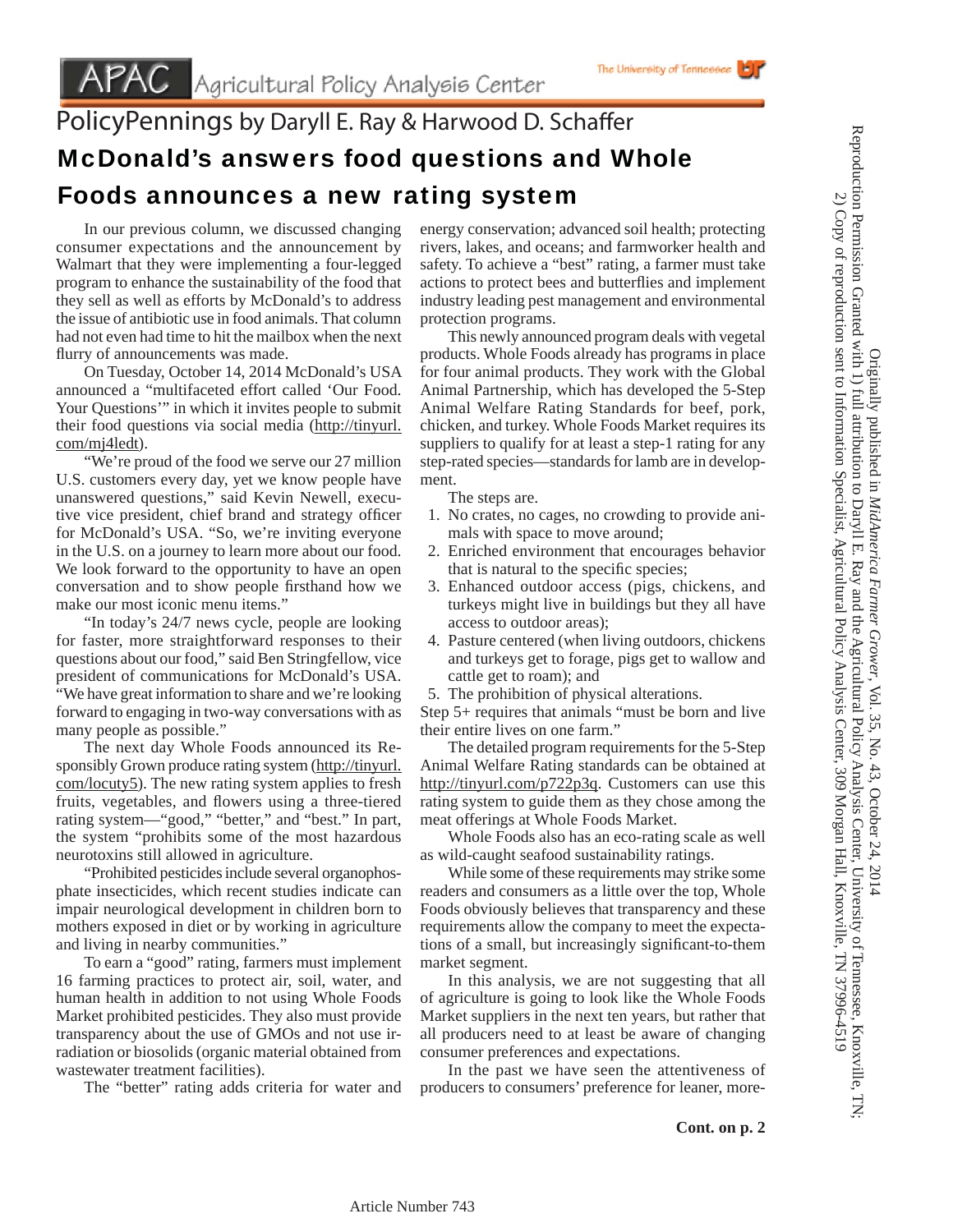APAC Agricultural Policy Analysis Center

The University of Tennessee

PolicyPennings by Daryll E. Ray & Harwood D. Schaffer

# McDonald's answers food questions and Whole Foods announces a new rating system

In our previous column, we discussed changing consumer expectations and the announcement by Walmart that they were implementing a four-legged program to enhance the sustainability of the food that they sell as well as efforts by McDonald's to address the issue of antibiotic use in food animals. That column had not even had time to hit the mailbox when the next flurry of announcements was made.

On Tuesday, October 14, 2014 McDonald's USA announced a "multifaceted effort called 'Our Food. Your Questions'" in which it invites people to submit their food questions via social media (http://tinyurl.com/mj4ledt).

"We're proud of the food we serve our 27 million U.S. customers every day, yet we know people have unanswered questions," said Kevin Newell, executive vice president, chief brand and strategy officer for McDonald's USA. "So, we're inviting everyone in the U.S. on a journey to learn more about our food. We look forward to the opportunity to have an open conversation and to show people firsthand how we make our most iconic menu items."

"In today's 24/7 news cycle, people are looking for faster, more straightforward responses to their questions about our food," said Ben Stringfellow, vice president of communications for McDonald's USA. "We have great information to share and we're looking forward to engaging in two-way conversations with as many people as possible."

The next day Whole Foods announced its Responsibly Grown produce rating system (http://tinyurl.com/locuty5). The new rating system applies to fresh fruits, vegetables, and flowers using a three-tiered rating system—"good," "better," and "best." In part, the system "prohibits some of the most hazardous neurotoxins still allowed in agriculture.

"Prohibited pesticides include several organophosphate insecticides, which recent studies indicate can impair neurological development in children born to mothers exposed in diet or by working in agriculture and living in nearby communities."

To earn a "good" rating, farmers must implement 16 farming practices to protect air, soil, water, and human health in addition to not using Whole Foods Market prohibited pesticides. They also must provide transparency about the use of GMOs and not use irradiation or biosolids (organic material obtained from wastewater treatment facilities).

The "better" rating adds criteria for water and energy conservation; advanced soil health; protecting rivers, lakes, and oceans; and farmworker health and safety. To achieve a "best" rating, a farmer must take actions to protect bees and butterflies and implement industry leading pest management and environmental protection programs.

This newly announced program deals with vegetal products. Whole Foods already has programs in place for four animal products. They work with the Global Animal Partnership, which has developed the 5-Step Animal Welfare Rating Standards for beef, pork, chicken, and turkey. Whole Foods Market requires its suppliers to qualify for at least a step-1 rating for any step-rated species—standards for lamb are in development.

The steps are.

1. No crates, no cages, no crowding to provide animals with space to move around;
2. Enriched environment that encourages behavior that is natural to the specific species;
3. Enhanced outdoor access (pigs, chickens, and turkeys might live in buildings but they all have access to outdoor areas);
4. Pasture centered (when living outdoors, chickens and turkeys get to forage, pigs get to wallow and cattle get to roam); and
5. The prohibition of physical alterations.

Step 5+ requires that animals "must be born and live their entire lives on one farm."

The detailed program requirements for the 5-Step Animal Welfare Rating Standards can be obtained at http://tinyurl.com/p722p3q. Customers can use this rating system to guide them as they chose among the meat offerings at Whole Foods Market.

Whole Foods also has an eco-rating scale as well as wild-caught seafood sustainability ratings.

While some of these requirements may strike some readers and consumers as a little over the top, Whole Foods obviously believes that transparency and these requirements allow the company to meet the expectations of a small, but increasingly significant-to-them market segment.

In this analysis, we are not suggesting that all of agriculture is going to look like the Whole Foods Market suppliers in the next ten years, but rather that all producers need to at least be aware of changing consumer preferences and expectations.

In the past we have seen the attentiveness of producers to consumers' preference for leaner, more-

**Cont. on p. 2**

Article Number 743

Originally published in *MidAmerica Farmer Grower*, Vol. 35, No. 43, October 24, 2014
Reproduction Permission Granted with 1) full attribution to Daryll E. Ray and the Agricultural Policy Analysis Center, University of Tennessee, Knoxville, TN;
2) Copy of reproduction sent to Information Specialist, Agricultural Policy Analysis Center, 309 Morgan Hall, Knoxville, TN 37996-4519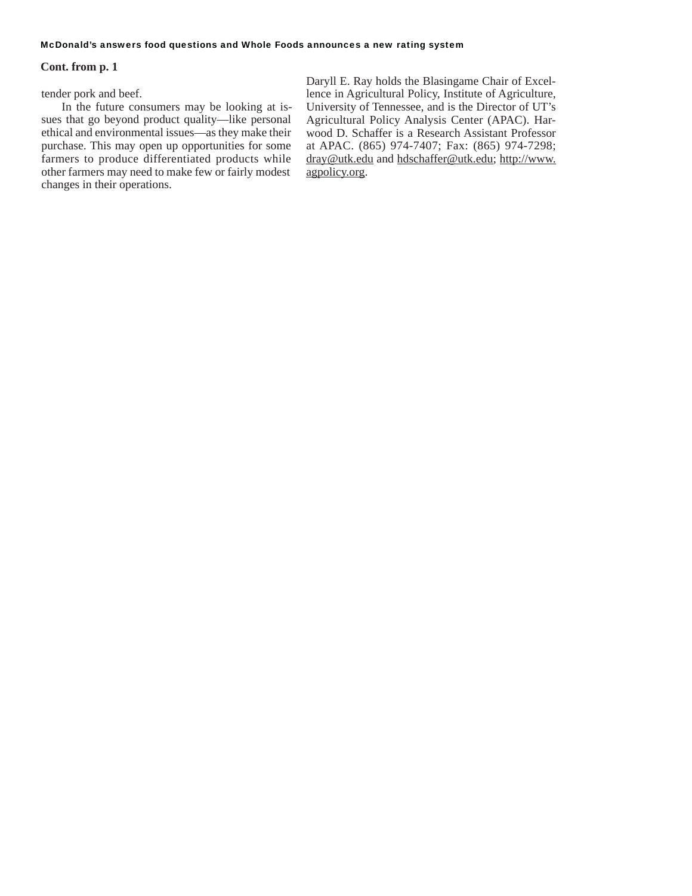**Cont. from p. 1**

tender pork and beef.

In the future consumers may be looking at issues that go beyond product quality—like personal ethical and environmental issues—as they make their purchase. This may open up opportunities for some farmers to produce differentiated products while other farmers may need to make few or fairly modest changes in their operations.

Daryll E. Ray holds the Blasingame Chair of Excellence in Agricultural Policy, Institute of Agriculture, University of Tennessee, and is the Director of UT's Agricultural Policy Analysis Center (APAC). Harwood D. Schaffer is a Research Assistant Professor at APAC. (865) 974-7407; Fax: (865) 974-7298; dray@utk.edu and hdschaffer@utk.edu; http://www.agpolicy.org.